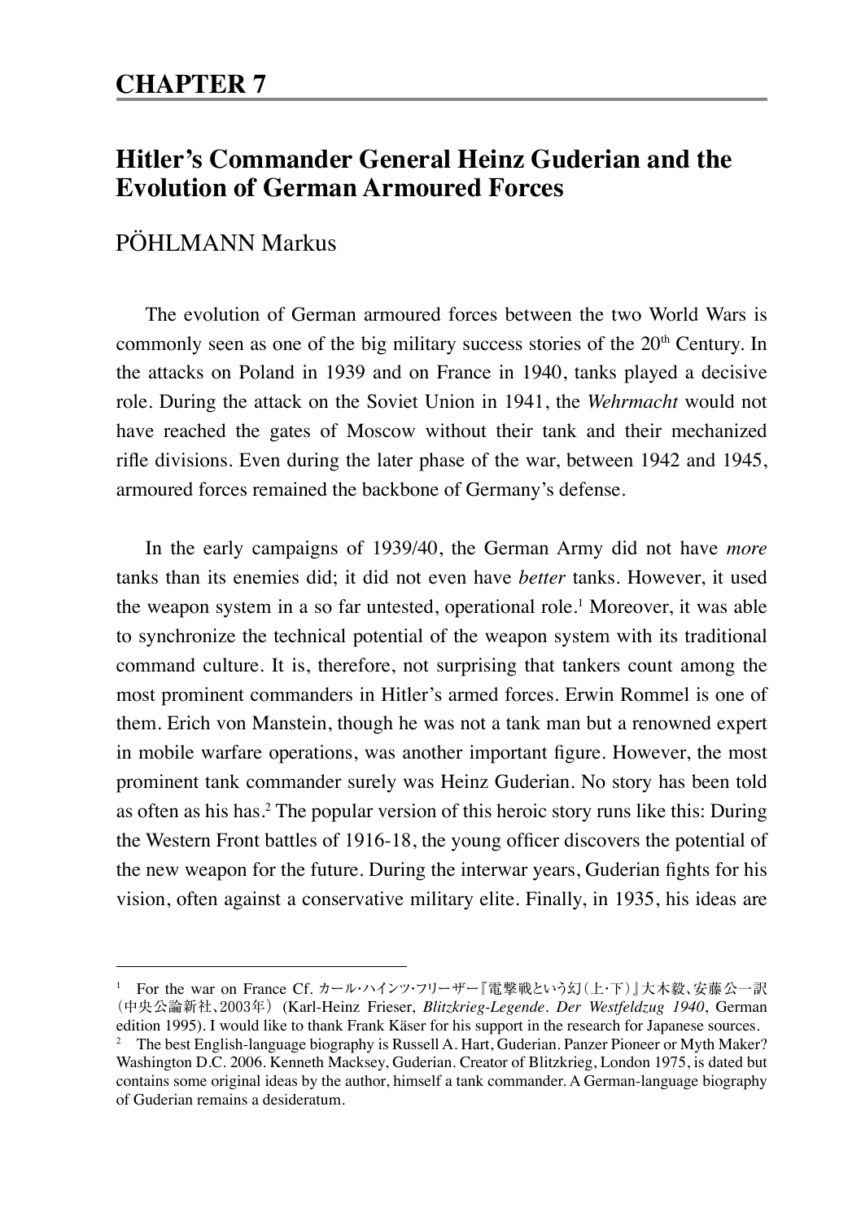# CHAPTER 7

## Hitler's Commander General Heinz Guderian and the Evolution of German Armoured Forces

PÖHLMANN Markus

The evolution of German armoured forces between the two World Wars is commonly seen as one of the big military success stories of the 20th Century. In the attacks on Poland in 1939 and on France in 1940, tanks played a decisive role. During the attack on the Soviet Union in 1941, the *Wehrmacht* would not have reached the gates of Moscow without their tank and their mechanized rifle divisions. Even during the later phase of the war, between 1942 and 1945, armoured forces remained the backbone of Germany's defense.

In the early campaigns of 1939/40, the German Army did not have *more* tanks than its enemies did; it did not even have *better* tanks. However, it used the weapon system in a so far untested, operational role.[1] Moreover, it was able to synchronize the technical potential of the weapon system with its traditional command culture. It is, therefore, not surprising that tankers count among the most prominent commanders in Hitler's armed forces. Erwin Rommel is one of them. Erich von Manstein, though he was not a tank man but a renowned expert in mobile warfare operations, was another important figure. However, the most prominent tank commander surely was Heinz Guderian. No story has been told as often as his has.[2] The popular version of this heroic story runs like this: During the Western Front battles of 1916-18, the young officer discovers the potential of the new weapon for the future. During the interwar years, Guderian fights for his vision, often against a conservative military elite. Finally, in 1935, his ideas are

---

[1] For the war on France Cf. カール・ハインツ・フリーザー『電撃戦という幻（上・下）』大木毅、安藤公一訳（中央公論新社、2003年）(Karl-Heinz Frieser, *Blitzkrieg-Legende. Der Westfeldzug 1940*, German edition 1995). I would like to thank Frank Käser for his support in the research for Japanese sources.

[2] The best English-language biography is Russell A. Hart, Guderian. Panzer Pioneer or Myth Maker? Washington D.C. 2006. Kenneth Macksey, Guderian. Creator of Blitzkrieg, London 1975, is dated but contains some original ideas by the author, himself a tank commander. A German-language biography of Guderian remains a desideratum.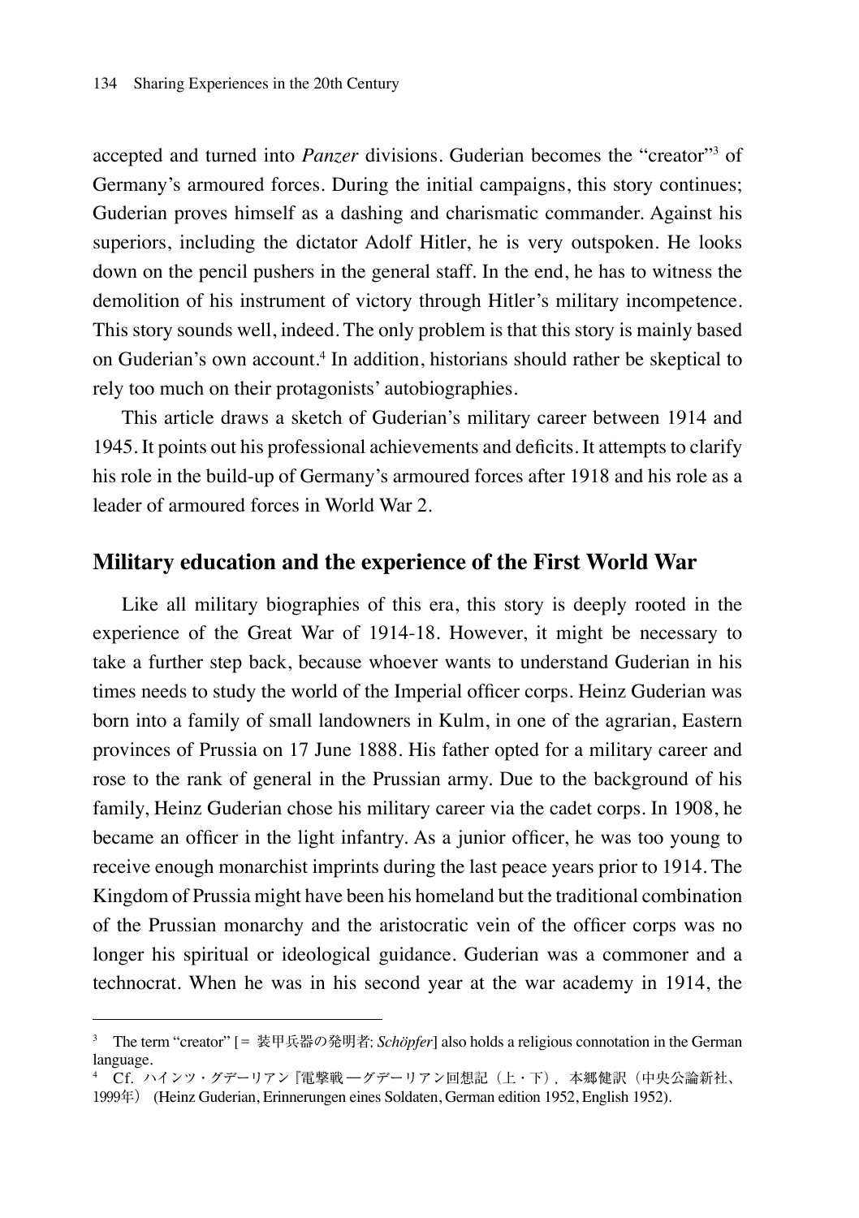accepted and turned into *Panzer* divisions. Guderian becomes the "creator"[3] of Germany's armoured forces. During the initial campaigns, this story continues; Guderian proves himself as a dashing and charismatic commander. Against his superiors, including the dictator Adolf Hitler, he is very outspoken. He looks down on the pencil pushers in the general staff. In the end, he has to witness the demolition of his instrument of victory through Hitler's military incompetence. This story sounds well, indeed. The only problem is that this story is mainly based on Guderian's own account.[4] In addition, historians should rather be skeptical to rely too much on their protagonists' autobiographies.

This article draws a sketch of Guderian's military career between 1914 and 1945. It points out his professional achievements and deficits. It attempts to clarify his role in the build-up of Germany's armoured forces after 1918 and his role as a leader of armoured forces in World War 2.

## Military education and the experience of the First World War

Like all military biographies of this era, this story is deeply rooted in the experience of the Great War of 1914-18. However, it might be necessary to take a further step back, because whoever wants to understand Guderian in his times needs to study the world of the Imperial officer corps. Heinz Guderian was born into a family of small landowners in Kulm, in one of the agrarian, Eastern provinces of Prussia on 17 June 1888. His father opted for a military career and rose to the rank of general in the Prussian army. Due to the background of his family, Heinz Guderian chose his military career via the cadet corps. In 1908, he became an officer in the light infantry. As a junior officer, he was too young to receive enough monarchist imprints during the last peace years prior to 1914. The Kingdom of Prussia might have been his homeland but the traditional combination of the Prussian monarchy and the aristocratic vein of the officer corps was no longer his spiritual or ideological guidance. Guderian was a commoner and a technocrat. When he was in his second year at the war academy in 1914, the

---

[3] The term "creator" [= 装甲兵器の発明者; *Schöpfer*] also holds a religious connotation in the German language.

[4] Cf. ハインツ・グデーリアン『電撃戦—グデーリアン回想記（上・下）, 本郷健訳（中央公論新社、1999年） (Heinz Guderian, Erinnerungen eines Soldaten, German edition 1952, English 1952).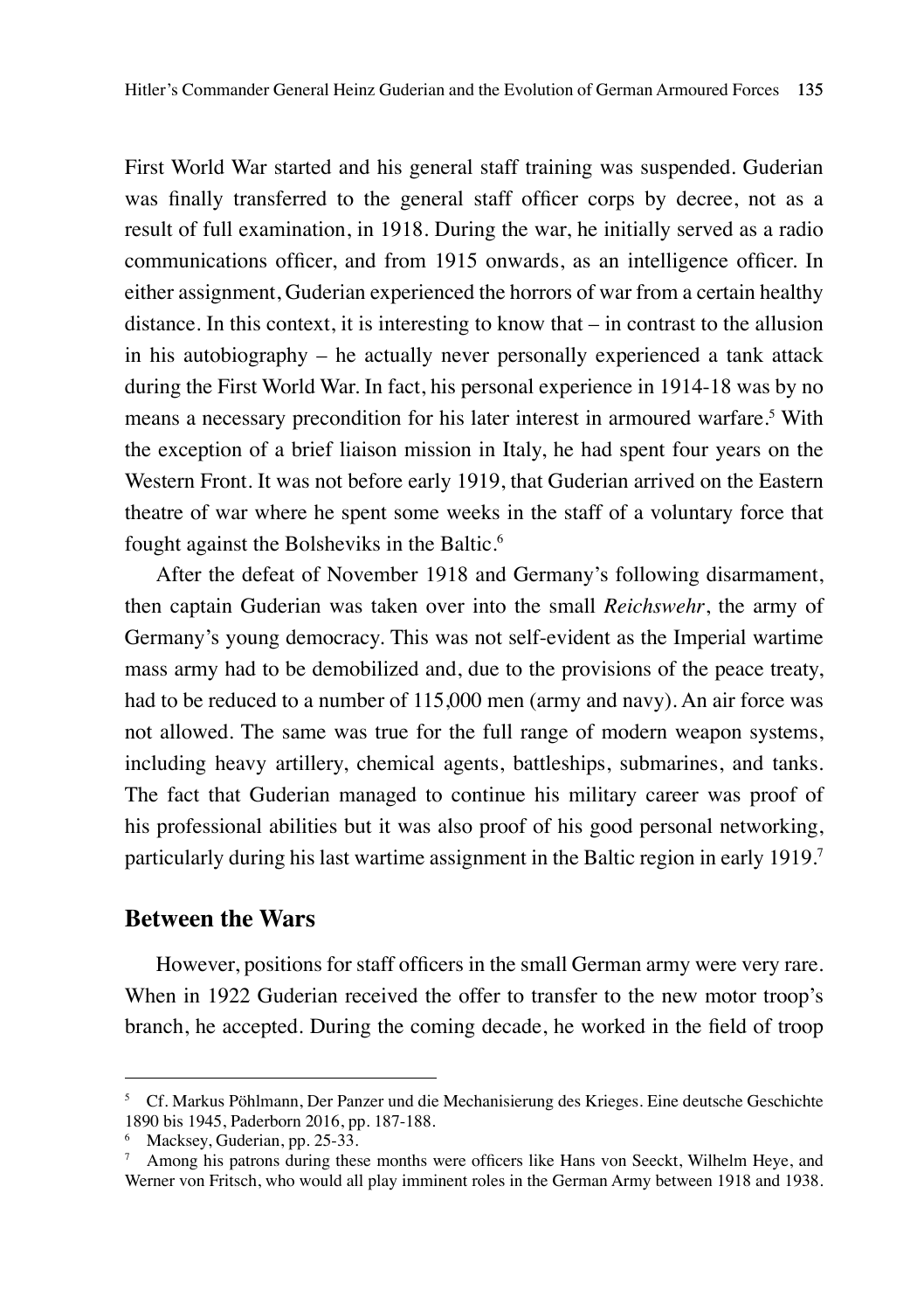First World War started and his general staff training was suspended. Guderian was finally transferred to the general staff officer corps by decree, not as a result of full examination, in 1918. During the war, he initially served as a radio communications officer, and from 1915 onwards, as an intelligence officer. In either assignment, Guderian experienced the horrors of war from a certain healthy distance. In this context, it is interesting to know that – in contrast to the allusion in his autobiography – he actually never personally experienced a tank attack during the First World War. In fact, his personal experience in 1914-18 was by no means a necessary precondition for his later interest in armoured warfare.[5] With the exception of a brief liaison mission in Italy, he had spent four years on the Western Front. It was not before early 1919, that Guderian arrived on the Eastern theatre of war where he spent some weeks in the staff of a voluntary force that fought against the Bolsheviks in the Baltic.[6]

After the defeat of November 1918 and Germany's following disarmament, then captain Guderian was taken over into the small *Reichswehr*, the army of Germany's young democracy. This was not self-evident as the Imperial wartime mass army had to be demobilized and, due to the provisions of the peace treaty, had to be reduced to a number of 115,000 men (army and navy). An air force was not allowed. The same was true for the full range of modern weapon systems, including heavy artillery, chemical agents, battleships, submarines, and tanks. The fact that Guderian managed to continue his military career was proof of his professional abilities but it was also proof of his good personal networking, particularly during his last wartime assignment in the Baltic region in early 1919.[7]

## Between the Wars

However, positions for staff officers in the small German army were very rare. When in 1922 Guderian received the offer to transfer to the new motor troop's branch, he accepted. During the coming decade, he worked in the field of troop

---

[5] Cf. Markus Pöhlmann, Der Panzer und die Mechanisierung des Krieges. Eine deutsche Geschichte 1890 bis 1945, Paderborn 2016, pp. 187-188.

[6] Macksey, Guderian, pp. 25-33.

[7] Among his patrons during these months were officers like Hans von Seeckt, Wilhelm Heye, and Werner von Fritsch, who would all play imminent roles in the German Army between 1918 and 1938.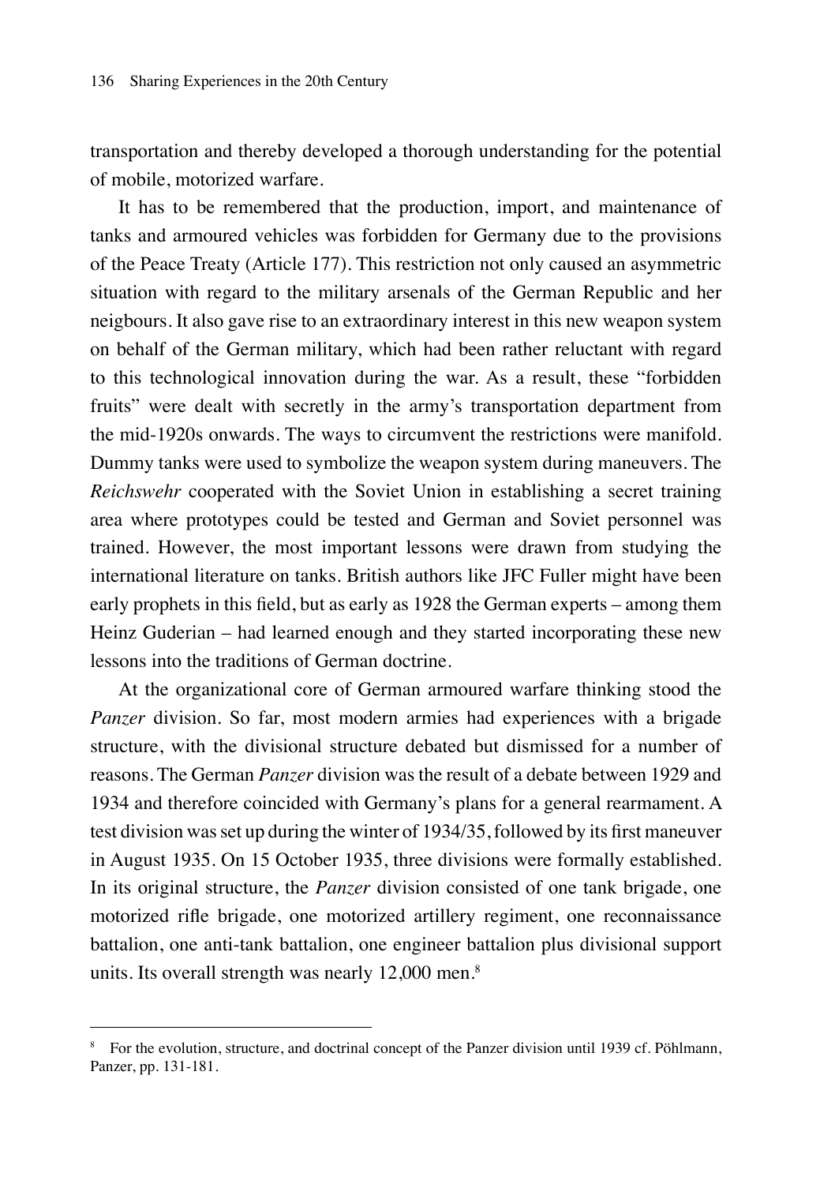transportation and thereby developed a thorough understanding for the potential of mobile, motorized warfare.

It has to be remembered that the production, import, and maintenance of tanks and armoured vehicles was forbidden for Germany due to the provisions of the Peace Treaty (Article 177). This restriction not only caused an asymmetric situation with regard to the military arsenals of the German Republic and her neigbours. It also gave rise to an extraordinary interest in this new weapon system on behalf of the German military, which had been rather reluctant with regard to this technological innovation during the war. As a result, these "forbidden fruits" were dealt with secretly in the army's transportation department from the mid-1920s onwards. The ways to circumvent the restrictions were manifold. Dummy tanks were used to symbolize the weapon system during maneuvers. The *Reichswehr* cooperated with the Soviet Union in establishing a secret training area where prototypes could be tested and German and Soviet personnel was trained. However, the most important lessons were drawn from studying the international literature on tanks. British authors like JFC Fuller might have been early prophets in this field, but as early as 1928 the German experts – among them Heinz Guderian – had learned enough and they started incorporating these new lessons into the traditions of German doctrine.

At the organizational core of German armoured warfare thinking stood the *Panzer* division. So far, most modern armies had experiences with a brigade structure, with the divisional structure debated but dismissed for a number of reasons. The German *Panzer* division was the result of a debate between 1929 and 1934 and therefore coincided with Germany's plans for a general rearmament. A test division was set up during the winter of 1934/35, followed by its first maneuver in August 1935. On 15 October 1935, three divisions were formally established. In its original structure, the *Panzer* division consisted of one tank brigade, one motorized rifle brigade, one motorized artillery regiment, one reconnaissance battalion, one anti-tank battalion, one engineer battalion plus divisional support units. Its overall strength was nearly 12,000 men.[8]

---

[8] For the evolution, structure, and doctrinal concept of the Panzer division until 1939 cf. Pöhlmann, Panzer, pp. 131-181.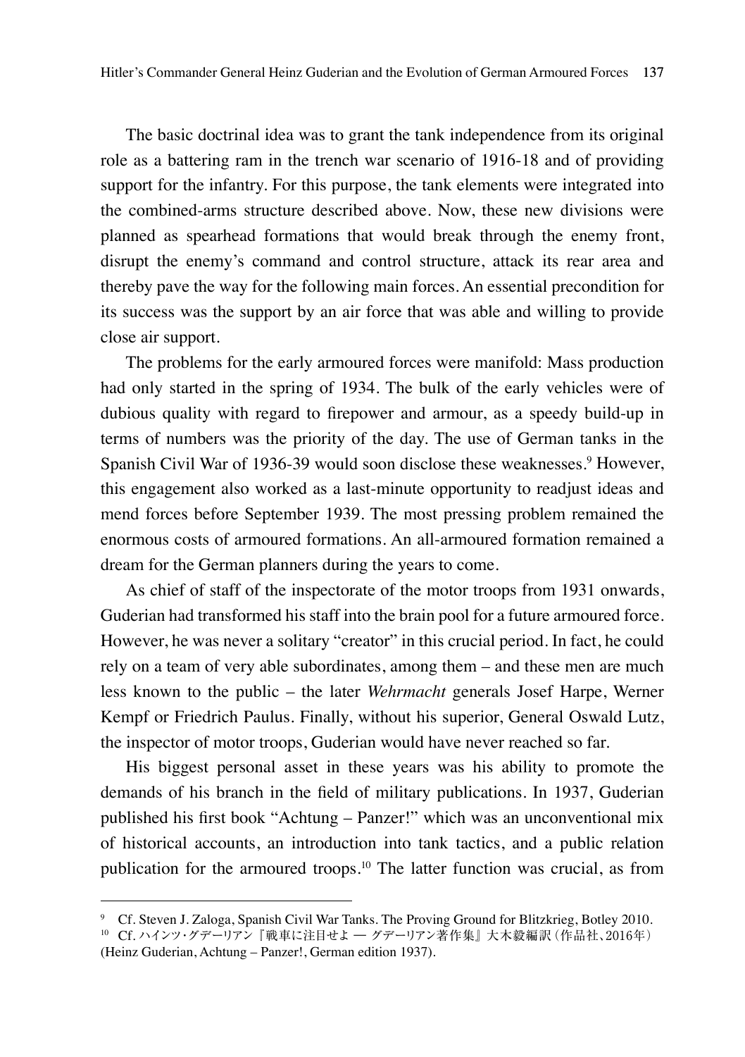The basic doctrinal idea was to grant the tank independence from its original role as a battering ram in the trench war scenario of 1916-18 and of providing support for the infantry. For this purpose, the tank elements were integrated into the combined-arms structure described above. Now, these new divisions were planned as spearhead formations that would break through the enemy front, disrupt the enemy's command and control structure, attack its rear area and thereby pave the way for the following main forces. An essential precondition for its success was the support by an air force that was able and willing to provide close air support.

The problems for the early armoured forces were manifold: Mass production had only started in the spring of 1934. The bulk of the early vehicles were of dubious quality with regard to firepower and armour, as a speedy build-up in terms of numbers was the priority of the day. The use of German tanks in the Spanish Civil War of 1936-39 would soon disclose these weaknesses.[9] However, this engagement also worked as a last-minute opportunity to readjust ideas and mend forces before September 1939. The most pressing problem remained the enormous costs of armoured formations. An all-armoured formation remained a dream for the German planners during the years to come.

As chief of staff of the inspectorate of the motor troops from 1931 onwards, Guderian had transformed his staff into the brain pool for a future armoured force. However, he was never a solitary "creator" in this crucial period. In fact, he could rely on a team of very able subordinates, among them – and these men are much less known to the public – the later *Wehrmacht* generals Josef Harpe, Werner Kempf or Friedrich Paulus. Finally, without his superior, General Oswald Lutz, the inspector of motor troops, Guderian would have never reached so far.

His biggest personal asset in these years was his ability to promote the demands of his branch in the field of military publications. In 1937, Guderian published his first book "Achtung – Panzer!" which was an unconventional mix of historical accounts, an introduction into tank tactics, and a public relation publication for the armoured troops.[10] The latter function was crucial, as from

---

[9] Cf. Steven J. Zaloga, Spanish Civil War Tanks. The Proving Ground for Blitzkrieg, Botley 2010.

[10] Cf. ハインツ・グデーリアン『戦車に注目せよ ― グデーリアン著作集』大木毅編訳（作品社、2016年）(Heinz Guderian, Achtung – Panzer!, German edition 1937).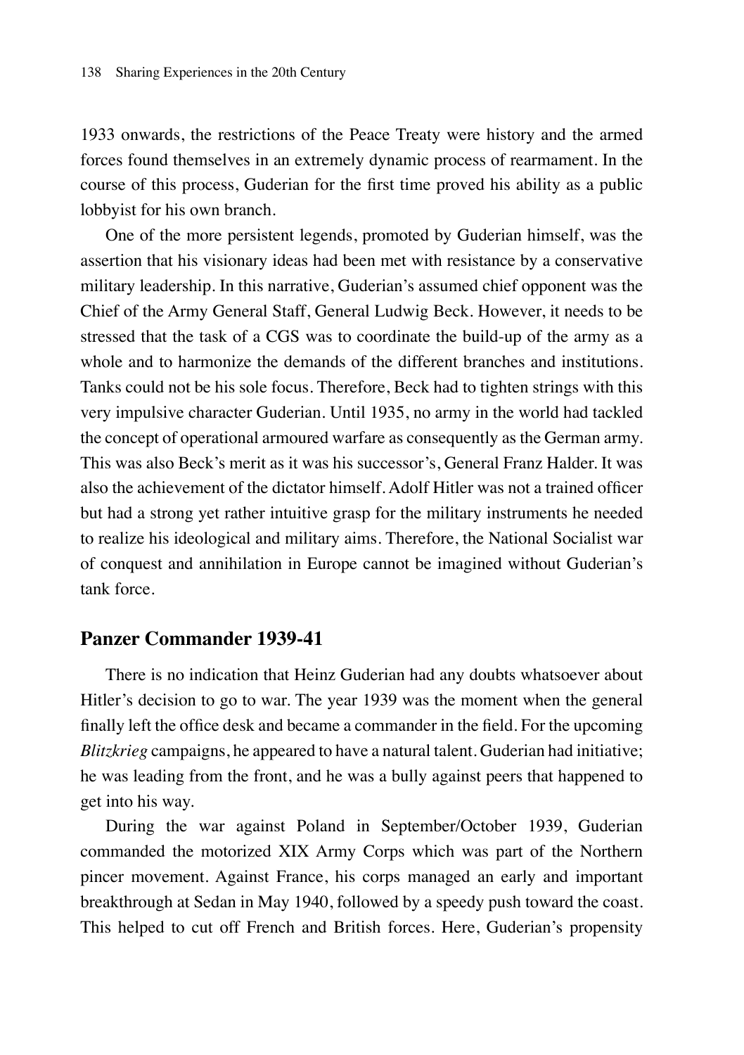1933 onwards, the restrictions of the Peace Treaty were history and the armed forces found themselves in an extremely dynamic process of rearmament. In the course of this process, Guderian for the first time proved his ability as a public lobbyist for his own branch.

One of the more persistent legends, promoted by Guderian himself, was the assertion that his visionary ideas had been met with resistance by a conservative military leadership. In this narrative, Guderian's assumed chief opponent was the Chief of the Army General Staff, General Ludwig Beck. However, it needs to be stressed that the task of a CGS was to coordinate the build-up of the army as a whole and to harmonize the demands of the different branches and institutions. Tanks could not be his sole focus. Therefore, Beck had to tighten strings with this very impulsive character Guderian. Until 1935, no army in the world had tackled the concept of operational armoured warfare as consequently as the German army. This was also Beck's merit as it was his successor's, General Franz Halder. It was also the achievement of the dictator himself. Adolf Hitler was not a trained officer but had a strong yet rather intuitive grasp for the military instruments he needed to realize his ideological and military aims. Therefore, the National Socialist war of conquest and annihilation in Europe cannot be imagined without Guderian's tank force.

## Panzer Commander 1939-41

There is no indication that Heinz Guderian had any doubts whatsoever about Hitler's decision to go to war. The year 1939 was the moment when the general finally left the office desk and became a commander in the field. For the upcoming *Blitzkrieg* campaigns, he appeared to have a natural talent. Guderian had initiative; he was leading from the front, and he was a bully against peers that happened to get into his way.

During the war against Poland in September/October 1939, Guderian commanded the motorized XIX Army Corps which was part of the Northern pincer movement. Against France, his corps managed an early and important breakthrough at Sedan in May 1940, followed by a speedy push toward the coast. This helped to cut off French and British forces. Here, Guderian's propensity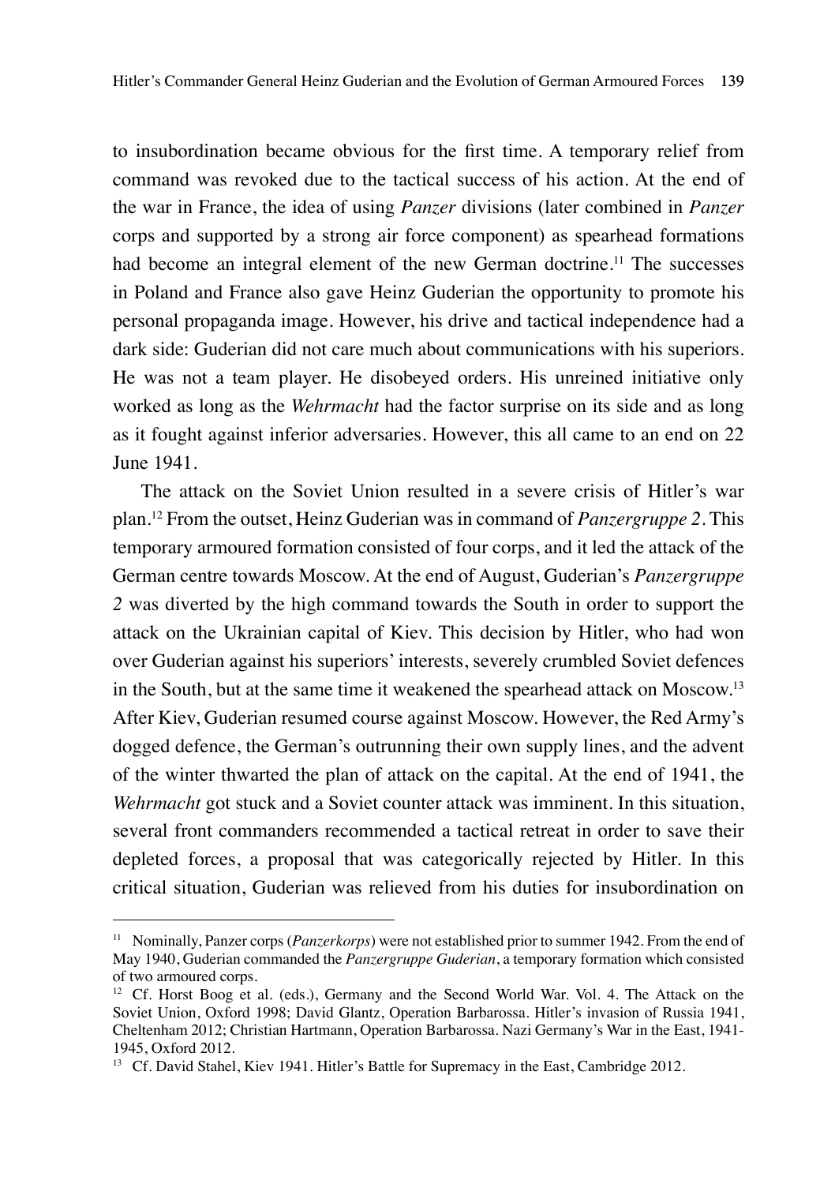to insubordination became obvious for the first time. A temporary relief from command was revoked due to the tactical success of his action. At the end of the war in France, the idea of using *Panzer* divisions (later combined in *Panzer* corps and supported by a strong air force component) as spearhead formations had become an integral element of the new German doctrine.[11] The successes in Poland and France also gave Heinz Guderian the opportunity to promote his personal propaganda image. However, his drive and tactical independence had a dark side: Guderian did not care much about communications with his superiors. He was not a team player. He disobeyed orders. His unreined initiative only worked as long as the *Wehrmacht* had the factor surprise on its side and as long as it fought against inferior adversaries. However, this all came to an end on 22 June 1941.

The attack on the Soviet Union resulted in a severe crisis of Hitler's war plan.[12] From the outset, Heinz Guderian was in command of *Panzergruppe 2*. This temporary armoured formation consisted of four corps, and it led the attack of the German centre towards Moscow. At the end of August, Guderian's *Panzergruppe 2* was diverted by the high command towards the South in order to support the attack on the Ukrainian capital of Kiev. This decision by Hitler, who had won over Guderian against his superiors' interests, severely crumbled Soviet defences in the South, but at the same time it weakened the spearhead attack on Moscow.[13] After Kiev, Guderian resumed course against Moscow. However, the Red Army's dogged defence, the German's outrunning their own supply lines, and the advent of the winter thwarted the plan of attack on the capital. At the end of 1941, the *Wehrmacht* got stuck and a Soviet counter attack was imminent. In this situation, several front commanders recommended a tactical retreat in order to save their depleted forces, a proposal that was categorically rejected by Hitler. In this critical situation, Guderian was relieved from his duties for insubordination on

---

[11] Nominally, Panzer corps (*Panzerkorps*) were not established prior to summer 1942. From the end of May 1940, Guderian commanded the *Panzergruppe Guderian*, a temporary formation which consisted of two armoured corps.

[12] Cf. Horst Boog et al. (eds.), Germany and the Second World War. Vol. 4. The Attack on the Soviet Union, Oxford 1998; David Glantz, Operation Barbarossa. Hitler's invasion of Russia 1941, Cheltenham 2012; Christian Hartmann, Operation Barbarossa. Nazi Germany's War in the East, 1941-1945, Oxford 2012.

[13] Cf. David Stahel, Kiev 1941. Hitler's Battle for Supremacy in the East, Cambridge 2012.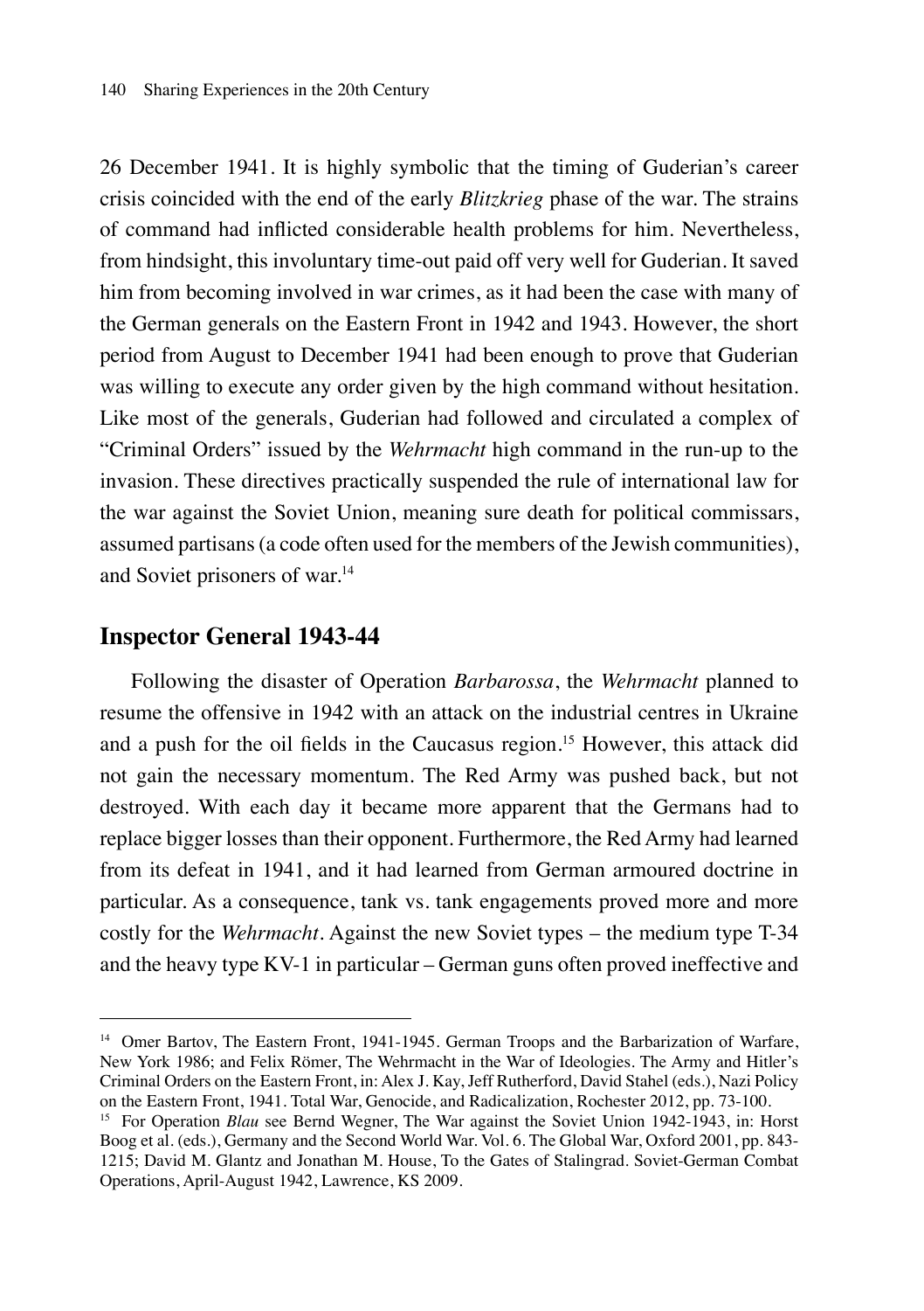26 December 1941. It is highly symbolic that the timing of Guderian's career crisis coincided with the end of the early *Blitzkrieg* phase of the war. The strains of command had inflicted considerable health problems for him. Nevertheless, from hindsight, this involuntary time-out paid off very well for Guderian. It saved him from becoming involved in war crimes, as it had been the case with many of the German generals on the Eastern Front in 1942 and 1943. However, the short period from August to December 1941 had been enough to prove that Guderian was willing to execute any order given by the high command without hesitation. Like most of the generals, Guderian had followed and circulated a complex of "Criminal Orders" issued by the *Wehrmacht* high command in the run-up to the invasion. These directives practically suspended the rule of international law for the war against the Soviet Union, meaning sure death for political commissars, assumed partisans (a code often used for the members of the Jewish communities), and Soviet prisoners of war.[14]

## Inspector General 1943-44

Following the disaster of Operation *Barbarossa*, the *Wehrmacht* planned to resume the offensive in 1942 with an attack on the industrial centres in Ukraine and a push for the oil fields in the Caucasus region.[15] However, this attack did not gain the necessary momentum. The Red Army was pushed back, but not destroyed. With each day it became more apparent that the Germans had to replace bigger losses than their opponent. Furthermore, the Red Army had learned from its defeat in 1941, and it had learned from German armoured doctrine in particular. As a consequence, tank vs. tank engagements proved more and more costly for the *Wehrmacht*. Against the new Soviet types – the medium type T-34 and the heavy type KV-1 in particular – German guns often proved ineffective and

---

[14] Omer Bartov, The Eastern Front, 1941-1945. German Troops and the Barbarization of Warfare, New York 1986; and Felix Römer, The Wehrmacht in the War of Ideologies. The Army and Hitler's Criminal Orders on the Eastern Front, in: Alex J. Kay, Jeff Rutherford, David Stahel (eds.), Nazi Policy on the Eastern Front, 1941. Total War, Genocide, and Radicalization, Rochester 2012, pp. 73-100.

[15] For Operation *Blau* see Bernd Wegner, The War against the Soviet Union 1942-1943, in: Horst Boog et al. (eds.), Germany and the Second World War. Vol. 6. The Global War, Oxford 2001, pp. 843-1215; David M. Glantz and Jonathan M. House, To the Gates of Stalingrad. Soviet-German Combat Operations, April-August 1942, Lawrence, KS 2009.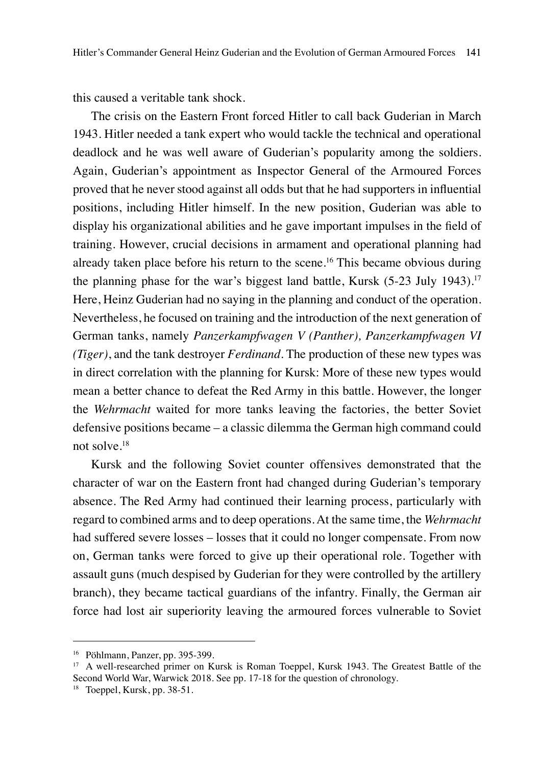this caused a veritable tank shock.

The crisis on the Eastern Front forced Hitler to call back Guderian in March 1943. Hitler needed a tank expert who would tackle the technical and operational deadlock and he was well aware of Guderian's popularity among the soldiers. Again, Guderian's appointment as Inspector General of the Armoured Forces proved that he never stood against all odds but that he had supporters in influential positions, including Hitler himself. In the new position, Guderian was able to display his organizational abilities and he gave important impulses in the field of training. However, crucial decisions in armament and operational planning had already taken place before his return to the scene.[16] This became obvious during the planning phase for the war's biggest land battle, Kursk (5-23 July 1943).[17] Here, Heinz Guderian had no saying in the planning and conduct of the operation. Nevertheless, he focused on training and the introduction of the next generation of German tanks, namely *Panzerkampfwagen V (Panther), Panzerkampfwagen VI (Tiger)*, and the tank destroyer *Ferdinand*. The production of these new types was in direct correlation with the planning for Kursk: More of these new types would mean a better chance to defeat the Red Army in this battle. However, the longer the *Wehrmacht* waited for more tanks leaving the factories, the better Soviet defensive positions became – a classic dilemma the German high command could not solve.[18]

Kursk and the following Soviet counter offensives demonstrated that the character of war on the Eastern front had changed during Guderian's temporary absence. The Red Army had continued their learning process, particularly with regard to combined arms and to deep operations. At the same time, the *Wehrmacht* had suffered severe losses – losses that it could no longer compensate. From now on, German tanks were forced to give up their operational role. Together with assault guns (much despised by Guderian for they were controlled by the artillery branch), they became tactical guardians of the infantry. Finally, the German air force had lost air superiority leaving the armoured forces vulnerable to Soviet

---

[16] Pöhlmann, Panzer, pp. 395-399.

[17] A well-researched primer on Kursk is Roman Toeppel, Kursk 1943. The Greatest Battle of the Second World War, Warwick 2018. See pp. 17-18 for the question of chronology.

[18] Toeppel, Kursk, pp. 38-51.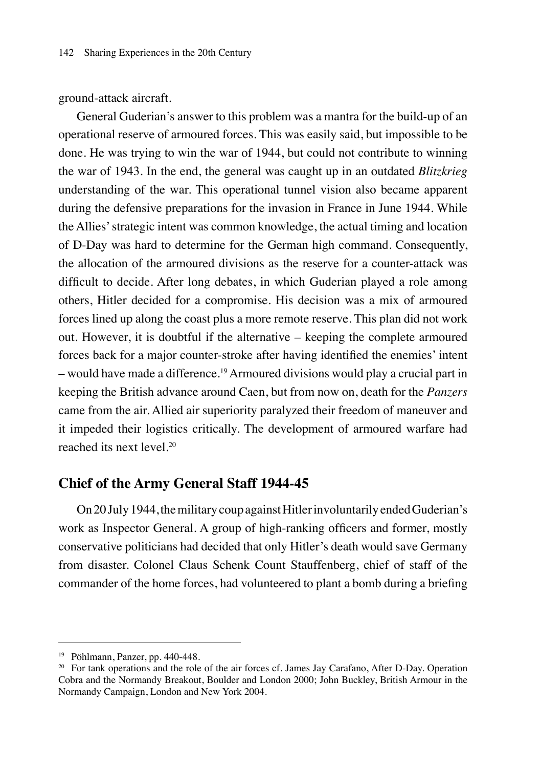ground-attack aircraft.

General Guderian's answer to this problem was a mantra for the build-up of an operational reserve of armoured forces. This was easily said, but impossible to be done. He was trying to win the war of 1944, but could not contribute to winning the war of 1943. In the end, the general was caught up in an outdated *Blitzkrieg* understanding of the war. This operational tunnel vision also became apparent during the defensive preparations for the invasion in France in June 1944. While the Allies' strategic intent was common knowledge, the actual timing and location of D-Day was hard to determine for the German high command. Consequently, the allocation of the armoured divisions as the reserve for a counter-attack was difficult to decide. After long debates, in which Guderian played a role among others, Hitler decided for a compromise. His decision was a mix of armoured forces lined up along the coast plus a more remote reserve. This plan did not work out. However, it is doubtful if the alternative – keeping the complete armoured forces back for a major counter-stroke after having identified the enemies' intent – would have made a difference.[19] Armoured divisions would play a crucial part in keeping the British advance around Caen, but from now on, death for the *Panzers* came from the air. Allied air superiority paralyzed their freedom of maneuver and it impeded their logistics critically. The development of armoured warfare had reached its next level.[20]

## Chief of the Army General Staff 1944-45

On 20 July 1944, the military coup against Hitler involuntarily ended Guderian's work as Inspector General. A group of high-ranking officers and former, mostly conservative politicians had decided that only Hitler's death would save Germany from disaster. Colonel Claus Schenk Count Stauffenberg, chief of staff of the commander of the home forces, had volunteered to plant a bomb during a briefing

---

[19] Pöhlmann, Panzer, pp. 440-448.

[20] For tank operations and the role of the air forces cf. James Jay Carafano, After D-Day. Operation Cobra and the Normandy Breakout, Boulder and London 2000; John Buckley, British Armour in the Normandy Campaign, London and New York 2004.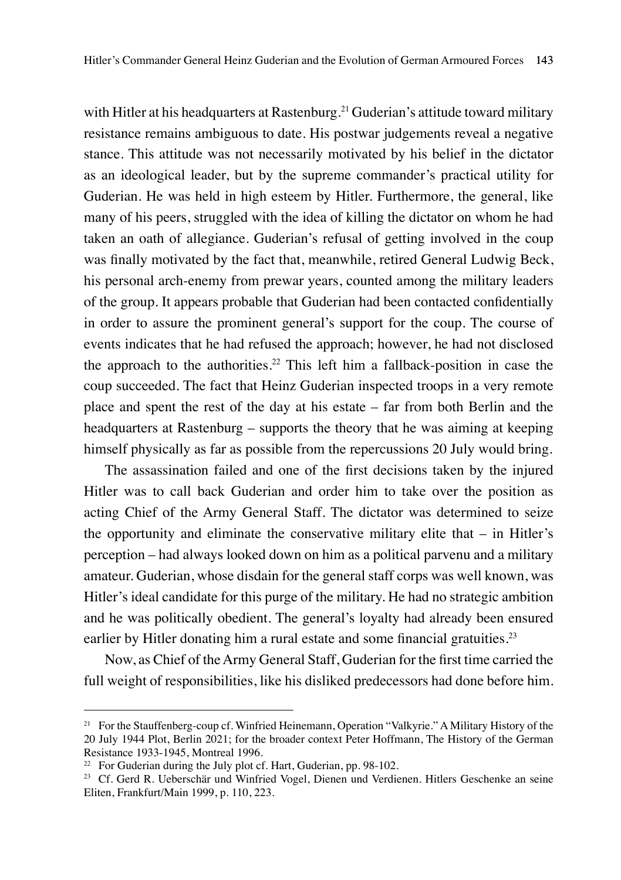with Hitler at his headquarters at Rastenburg.[21] Guderian's attitude toward military resistance remains ambiguous to date. His postwar judgements reveal a negative stance. This attitude was not necessarily motivated by his belief in the dictator as an ideological leader, but by the supreme commander's practical utility for Guderian. He was held in high esteem by Hitler. Furthermore, the general, like many of his peers, struggled with the idea of killing the dictator on whom he had taken an oath of allegiance. Guderian's refusal of getting involved in the coup was finally motivated by the fact that, meanwhile, retired General Ludwig Beck, his personal arch-enemy from prewar years, counted among the military leaders of the group. It appears probable that Guderian had been contacted confidentially in order to assure the prominent general's support for the coup. The course of events indicates that he had refused the approach; however, he had not disclosed the approach to the authorities.[22] This left him a fallback-position in case the coup succeeded. The fact that Heinz Guderian inspected troops in a very remote place and spent the rest of the day at his estate – far from both Berlin and the headquarters at Rastenburg – supports the theory that he was aiming at keeping himself physically as far as possible from the repercussions 20 July would bring.

The assassination failed and one of the first decisions taken by the injured Hitler was to call back Guderian and order him to take over the position as acting Chief of the Army General Staff. The dictator was determined to seize the opportunity and eliminate the conservative military elite that – in Hitler's perception – had always looked down on him as a political parvenu and a military amateur. Guderian, whose disdain for the general staff corps was well known, was Hitler's ideal candidate for this purge of the military. He had no strategic ambition and he was politically obedient. The general's loyalty had already been ensured earlier by Hitler donating him a rural estate and some financial gratuities.[23]

Now, as Chief of the Army General Staff, Guderian for the first time carried the full weight of responsibilities, like his disliked predecessors had done before him.

---

[21] For the Stauffenberg-coup cf. Winfried Heinemann, Operation "Valkyrie." A Military History of the 20 July 1944 Plot, Berlin 2021; for the broader context Peter Hoffmann, The History of the German Resistance 1933-1945, Montreal 1996.

[22] For Guderian during the July plot cf. Hart, Guderian, pp. 98-102.

[23] Cf. Gerd R. Ueberschär und Winfried Vogel, Dienen und Verdienen. Hitlers Geschenke an seine Eliten, Frankfurt/Main 1999, p. 110, 223.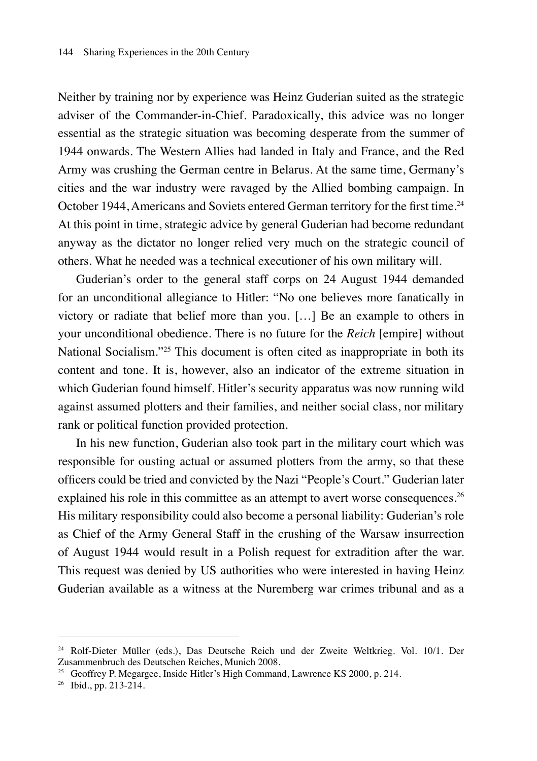Neither by training nor by experience was Heinz Guderian suited as the strategic adviser of the Commander-in-Chief. Paradoxically, this advice was no longer essential as the strategic situation was becoming desperate from the summer of 1944 onwards. The Western Allies had landed in Italy and France, and the Red Army was crushing the German centre in Belarus. At the same time, Germany's cities and the war industry were ravaged by the Allied bombing campaign. In October 1944, Americans and Soviets entered German territory for the first time.[24] At this point in time, strategic advice by general Guderian had become redundant anyway as the dictator no longer relied very much on the strategic council of others. What he needed was a technical executioner of his own military will.

Guderian's order to the general staff corps on 24 August 1944 demanded for an unconditional allegiance to Hitler: "No one believes more fanatically in victory or radiate that belief more than you. […] Be an example to others in your unconditional obedience. There is no future for the *Reich* [empire] without National Socialism."[25] This document is often cited as inappropriate in both its content and tone. It is, however, also an indicator of the extreme situation in which Guderian found himself. Hitler's security apparatus was now running wild against assumed plotters and their families, and neither social class, nor military rank or political function provided protection.

In his new function, Guderian also took part in the military court which was responsible for ousting actual or assumed plotters from the army, so that these officers could be tried and convicted by the Nazi "People's Court." Guderian later explained his role in this committee as an attempt to avert worse consequences.[26] His military responsibility could also become a personal liability: Guderian's role as Chief of the Army General Staff in the crushing of the Warsaw insurrection of August 1944 would result in a Polish request for extradition after the war. This request was denied by US authorities who were interested in having Heinz Guderian available as a witness at the Nuremberg war crimes tribunal and as a

---

[24] Rolf-Dieter Müller (eds.), Das Deutsche Reich und der Zweite Weltkrieg. Vol. 10/1. Der Zusammenbruch des Deutschen Reiches, Munich 2008.

[25] Geoffrey P. Megargee, Inside Hitler's High Command, Lawrence KS 2000, p. 214.

[26] Ibid., pp. 213-214.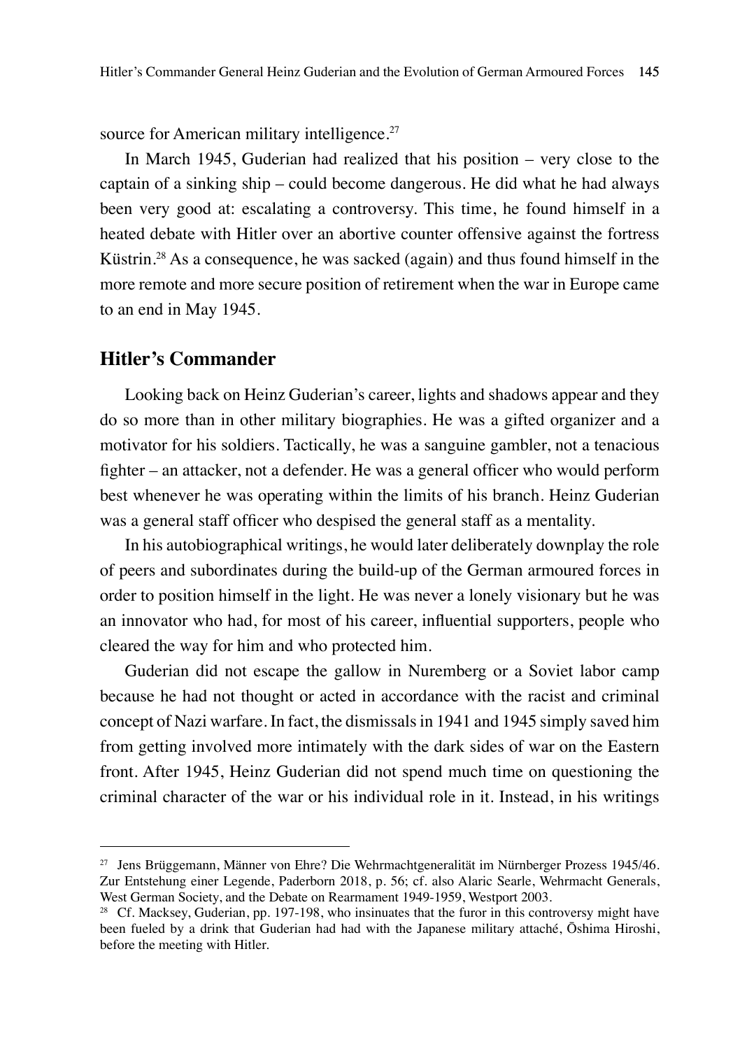source for American military intelligence.[27]

In March 1945, Guderian had realized that his position – very close to the captain of a sinking ship – could become dangerous. He did what he had always been very good at: escalating a controversy. This time, he found himself in a heated debate with Hitler over an abortive counter offensive against the fortress Küstrin.[28] As a consequence, he was sacked (again) and thus found himself in the more remote and more secure position of retirement when the war in Europe came to an end in May 1945.

## Hitler's Commander

Looking back on Heinz Guderian's career, lights and shadows appear and they do so more than in other military biographies. He was a gifted organizer and a motivator for his soldiers. Tactically, he was a sanguine gambler, not a tenacious fighter – an attacker, not a defender. He was a general officer who would perform best whenever he was operating within the limits of his branch. Heinz Guderian was a general staff officer who despised the general staff as a mentality.

In his autobiographical writings, he would later deliberately downplay the role of peers and subordinates during the build-up of the German armoured forces in order to position himself in the light. He was never a lonely visionary but he was an innovator who had, for most of his career, influential supporters, people who cleared the way for him and who protected him.

Guderian did not escape the gallow in Nuremberg or a Soviet labor camp because he had not thought or acted in accordance with the racist and criminal concept of Nazi warfare. In fact, the dismissals in 1941 and 1945 simply saved him from getting involved more intimately with the dark sides of war on the Eastern front. After 1945, Heinz Guderian did not spend much time on questioning the criminal character of the war or his individual role in it. Instead, in his writings

---

[27] Jens Brüggemann, Männer von Ehre? Die Wehrmachtgeneralität im Nürnberger Prozess 1945/46. Zur Entstehung einer Legende, Paderborn 2018, p. 56; cf. also Alaric Searle, Wehrmacht Generals, West German Society, and the Debate on Rearmament 1949-1959, Westport 2003.

[28] Cf. Macksey, Guderian, pp. 197-198, who insinuates that the furor in this controversy might have been fueled by a drink that Guderian had had with the Japanese military attaché, Ōshima Hiroshi, before the meeting with Hitler.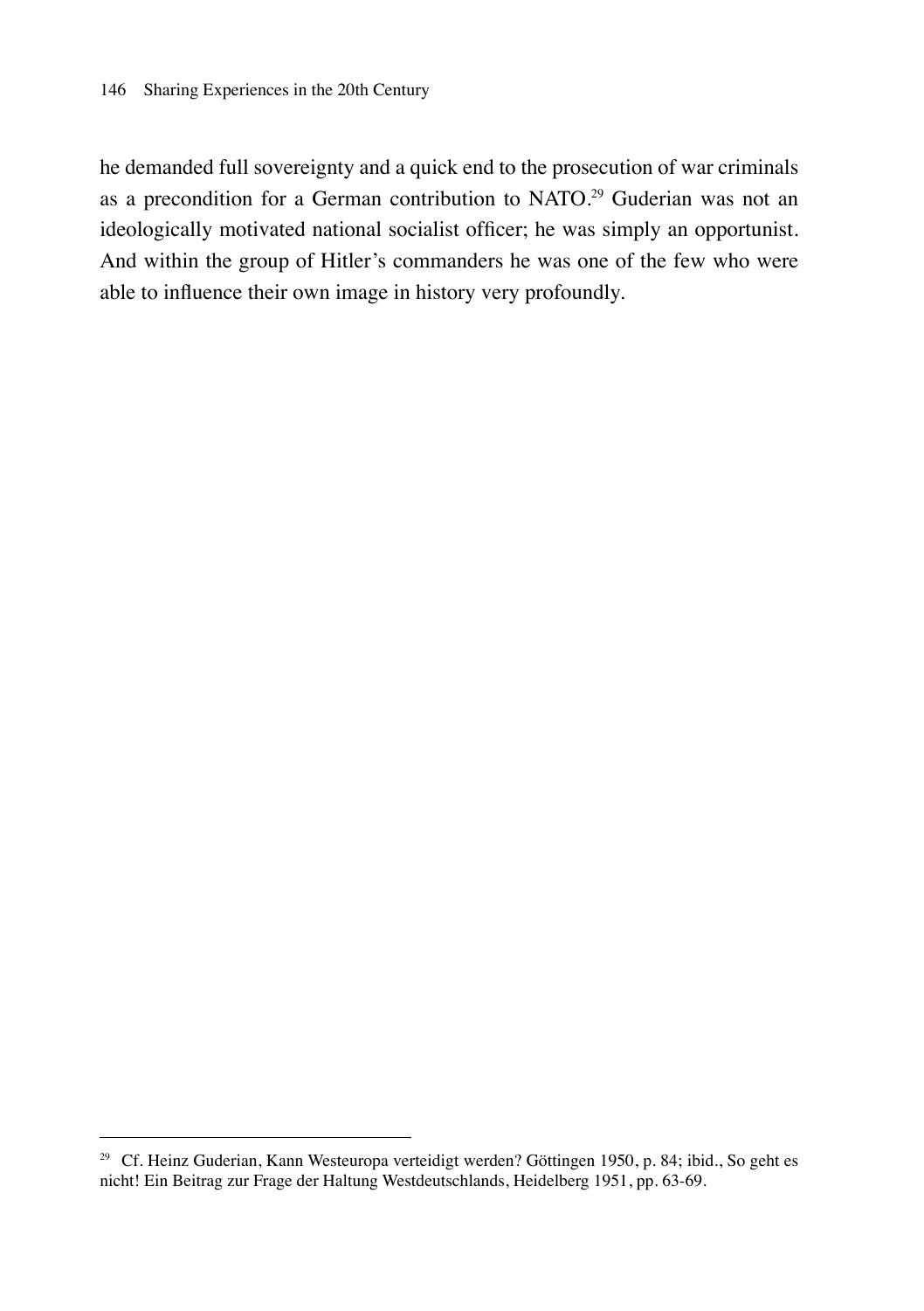he demanded full sovereignty and a quick end to the prosecution of war criminals as a precondition for a German contribution to NATO.[29] Guderian was not an ideologically motivated national socialist officer; he was simply an opportunist. And within the group of Hitler's commanders he was one of the few who were able to influence their own image in history very profoundly.

---

[29] Cf. Heinz Guderian, Kann Westeuropa verteidigt werden? Göttingen 1950, p. 84; ibid., So geht es nicht! Ein Beitrag zur Frage der Haltung Westdeutschlands, Heidelberg 1951, pp. 63-69.